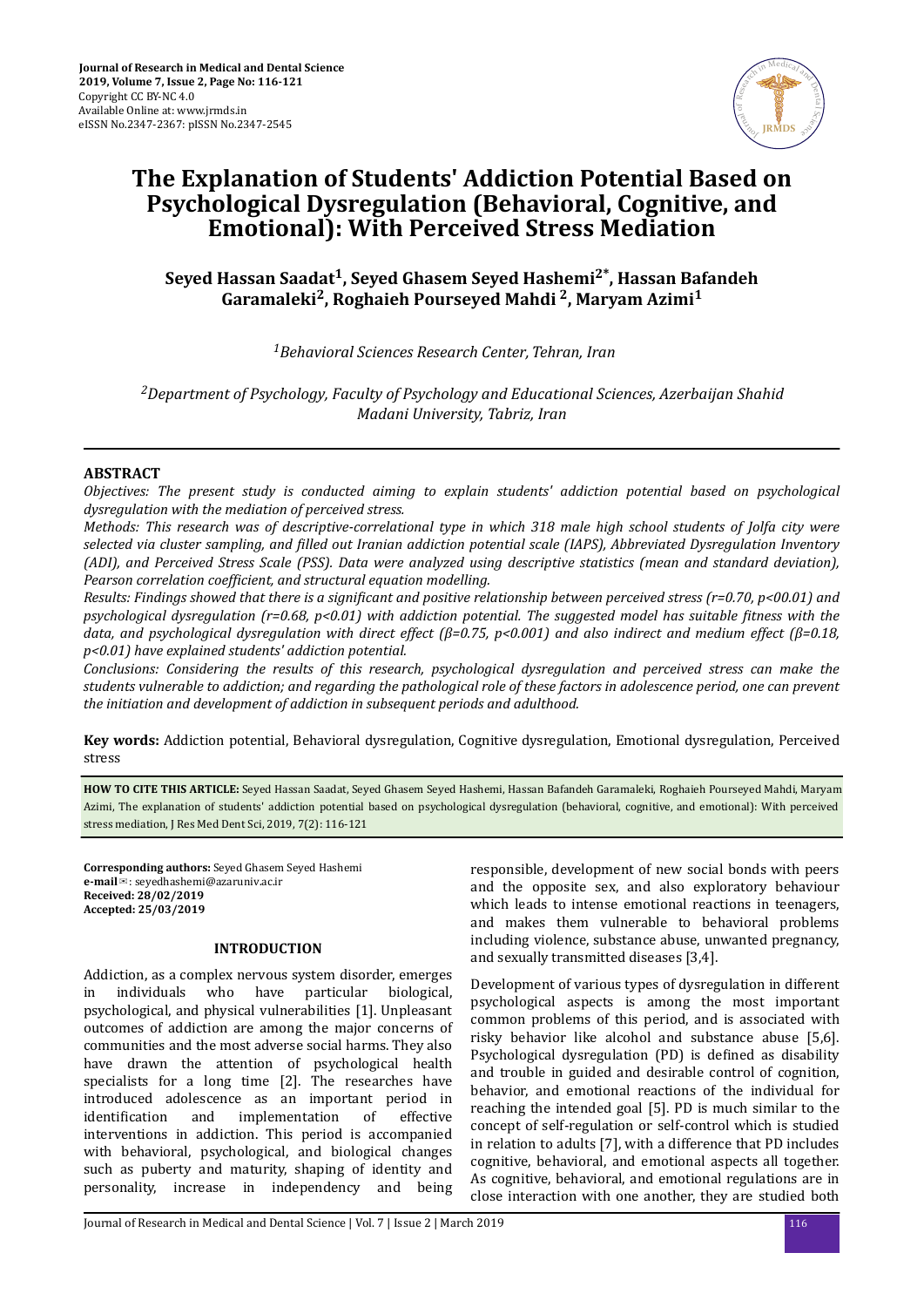# The Explanation of Students' Addiction Potential Based on Psychological Dysregulation (Behavioral, Cognitive, and Emotional): With Perceived Stress Mediation

**Seyed Hassan Saadat[1], Seyed Ghasem Seyed Hashemi[2*], Hassan Bafandeh Garamaleki[2], Roghaieh Pourseyed Mahdi [2], Maryam Azimi[1]**

*[1]Behavioral Sciences Research Center, Tehran, Iran*

*[2]Department of Psychology, Faculty of Psychology and Educational Sciences, Azerbaijan Shahid Madani University, Tabriz, Iran*

## ABSTRACT

*Objectives: The present study is conducted aiming to explain students' addiction potential based on psychological dysregulation with the mediation of perceived stress.*

*Methods: This research was of descriptive-correlational type in which 318 male high school students of Jolfa city were selected via cluster sampling, and filled out Iranian addiction potential scale (IAPS), Abbreviated Dysregulation Inventory (ADI), and Perceived Stress Scale (PSS). Data were analyzed using descriptive statistics (mean and standard deviation), Pearson correlation coefficient, and structural equation modelling.*

*Results: Findings showed that there is a significant and positive relationship between perceived stress (r=0.70, p<00.01) and psychological dysregulation (r=0.68, p<0.01) with addiction potential. The suggested model has suitable fitness with the data, and psychological dysregulation with direct effect (β=0.75, p<0.001) and also indirect and medium effect (β=0.18, p<0.01) have explained students' addiction potential.*

*Conclusions: Considering the results of this research, psychological dysregulation and perceived stress can make the students vulnerable to addiction; and regarding the pathological role of these factors in adolescence period, one can prevent the initiation and development of addiction in subsequent periods and adulthood.*

**Key words:** Addiction potential, Behavioral dysregulation, Cognitive dysregulation, Emotional dysregulation, Perceived stress

**HOW TO CITE THIS ARTICLE:** Seyed Hassan Saadat, Seyed Ghasem Seyed Hashemi, Hassan Bafandeh Garamaleki, Roghaieh Pourseyed Mahdi, Maryam Azimi, The explanation of students' addiction potential based on psychological dysregulation (behavioral, cognitive, and emotional): With perceived stress mediation, J Res Med Dent Sci, 2019, 7(2): 116-121

**Corresponding authors:** Seyed Ghasem Seyed Hashemi
**e-mail**: seyedhashemi@azaruniv.ac.ir
**Received: 28/02/2019**
**Accepted: 25/03/2019**

## INTRODUCTION

Addiction, as a complex nervous system disorder, emerges in individuals who have particular biological, psychological, and physical vulnerabilities [1]. Unpleasant outcomes of addiction are among the major concerns of communities and the most adverse social harms. They also have drawn the attention of psychological health specialists for a long time [2]. The researches have introduced adolescence as an important period in identification and implementation of effective interventions in addiction. This period is accompanied with behavioral, psychological, and biological changes such as puberty and maturity, shaping of identity and personality, increase in independency and being responsible, development of new social bonds with peers and the opposite sex, and also exploratory behaviour which leads to intense emotional reactions in teenagers, and makes them vulnerable to behavioral problems including violence, substance abuse, unwanted pregnancy, and sexually transmitted diseases [3,4].

Development of various types of dysregulation in different psychological aspects is among the most important common problems of this period, and is associated with risky behavior like alcohol and substance abuse [5,6]. Psychological dysregulation (PD) is defined as disability and trouble in guided and desirable control of cognition, behavior, and emotional reactions of the individual for reaching the intended goal [5]. PD is much similar to the concept of self-regulation or self-control which is studied in relation to adults [7], with a difference that PD includes cognitive, behavioral, and emotional aspects all together. As cognitive, behavioral, and emotional regulations are in close interaction with one another, they are studied both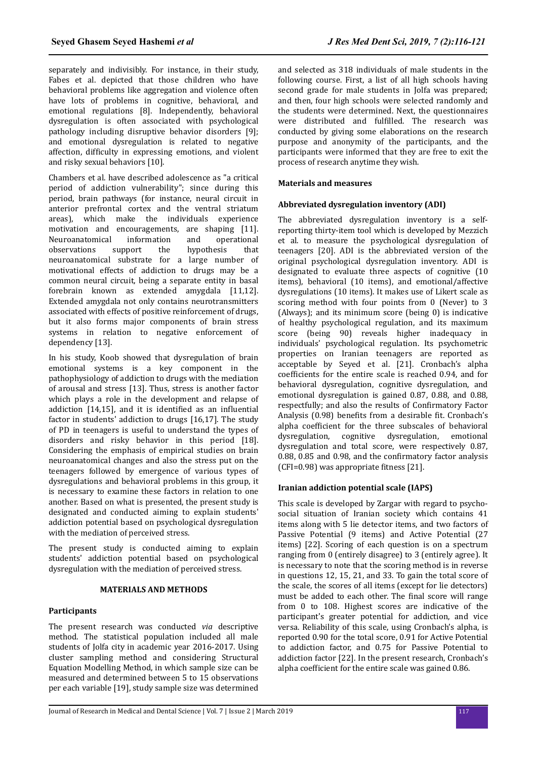separately and indivisibly. For instance, in their study, Fabes et al. depicted that those children who have behavioral problems like aggregation and violence often have lots of problems in cognitive, behavioral, and emotional regulations [8]. Independently, behavioral dysregulation is often associated with psychological pathology including disruptive behavior disorders [9]; and emotional dysregulation is related to negative affection, difficulty in expressing emotions, and violent and risky sexual behaviors [10].

Chambers et al. have described adolescence as "a critical period of addiction vulnerability"; since during this period, brain pathways (for instance, neural circuit in anterior prefrontal cortex and the ventral striatum areas), which make the individuals experience motivation and encouragements, are shaping [11]. Neuroanatomical information and operational observations support the hypothesis that neuroanatomical substrate for a large number of motivational effects of addiction to drugs may be a common neural circuit, being a separate entity in basal forebrain known as extended amygdala [11,12]. Extended amygdala not only contains neurotransmitters associated with effects of positive reinforcement of drugs, but it also forms major components of brain stress systems in relation to negative enforcement of dependency [13].

In his study, Koob showed that dysregulation of brain emotional systems is a key component in the pathophysiology of addiction to drugs with the mediation of arousal and stress [13]. Thus, stress is another factor which plays a role in the development and relapse of addiction [14,15], and it is identified as an influential factor in students' addiction to drugs [16,17]. The study of PD in teenagers is useful to understand the types of disorders and risky behavior in this period [18]. Considering the emphasis of empirical studies on brain neuroanatomical changes and also the stress put on the teenagers followed by emergence of various types of dysregulations and behavioral problems in this group, it is necessary to examine these factors in relation to one another. Based on what is presented, the present study is designated and conducted aiming to explain students' addiction potential based on psychological dysregulation with the mediation of perceived stress.

The present study is conducted aiming to explain students' addiction potential based on psychological dysregulation with the mediation of perceived stress.

## MATERIALS AND METHODS

### Participants

The present research was conducted *via* descriptive method. The statistical population included all male students of Jolfa city in academic year 2016-2017. Using cluster sampling method and considering Structural Equation Modelling Method, in which sample size can be measured and determined between 5 to 15 observations per each variable [19], study sample size was determined and selected as 318 individuals of male students in the following course. First, a list of all high schools having second grade for male students in Jolfa was prepared; and then, four high schools were selected randomly and the students were determined. Next, the questionnaires were distributed and fulfilled. The research was conducted by giving some elaborations on the research purpose and anonymity of the participants, and the participants were informed that they are free to exit the process of research anytime they wish.

### Materials and measures

### Abbreviated dysregulation inventory (ADI)

The abbreviated dysregulation inventory is a self-reporting thirty-item tool which is developed by Mezzich et al. to measure the psychological dysregulation of teenagers [20]. ADI is the abbreviated version of the original psychological dysregulation inventory. ADI is designated to evaluate three aspects of cognitive (10 items), behavioral (10 items), and emotional/affective dysregulations (10 items). It makes use of Likert scale as scoring method with four points from 0 (Never) to 3 (Always); and its minimum score (being 0) is indicative of healthy psychological regulation, and its maximum score (being 90) reveals higher inadequacy in individuals' psychological regulation. Its psychometric properties on Iranian teenagers are reported as acceptable by Seyed et al. [21]. Cronbach's alpha coefficients for the entire scale is reached 0.94, and for behavioral dysregulation, cognitive dysregulation, and emotional dysregulation is gained 0.87, 0.88, and 0.88, respectfully; and also the results of Confirmatory Factor Analysis (0.98) benefits from a desirable fit. Cronbach's alpha coefficient for the three subscales of behavioral dysregulation, cognitive dysregulation, emotional dysregulation and total score, were respectively 0.87, 0.88, 0.85 and 0.98, and the confirmatory factor analysis (CFI=0.98) was appropriate fitness [21].

### Iranian addiction potential scale (IAPS)

This scale is developed by Zargar with regard to psycho-social situation of Iranian society which contains 41 items along with 5 lie detector items, and two factors of Passive Potential (9 items) and Active Potential (27 items) [22]. Scoring of each question is on a spectrum ranging from 0 (entirely disagree) to 3 (entirely agree). It is necessary to note that the scoring method is in reverse in questions 12, 15, 21, and 33. To gain the total score of the scale, the scores of all items (except for lie detectors) must be added to each other. The final score will range from 0 to 108. Highest scores are indicative of the participant's greater potential for addiction, and vice versa. Reliability of this scale, using Cronbach's alpha, is reported 0.90 for the total score, 0.91 for Active Potential to addiction factor, and 0.75 for Passive Potential to addiction factor [22]. In the present research, Cronbach's alpha coefficient for the entire scale was gained 0.86.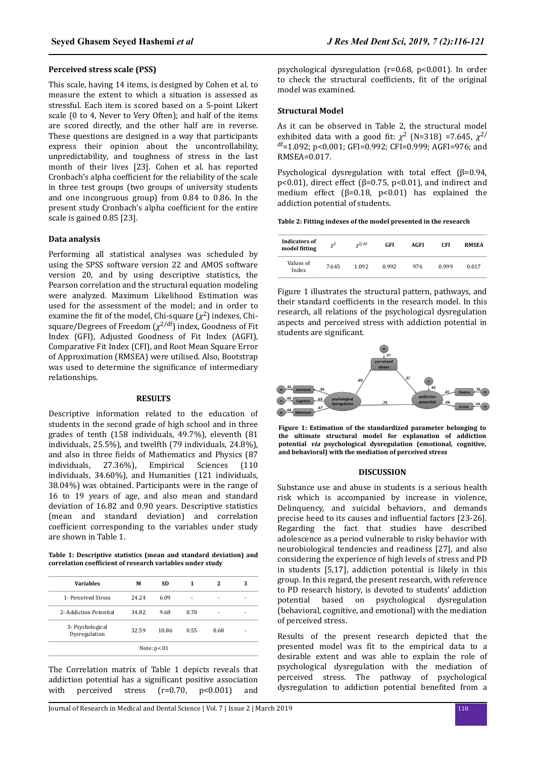### Perceived stress scale (PSS)

This scale, having 14 items, is designed by Cohen et al. to measure the extent to which a situation is assessed as stressful. Each item is scored based on a 5-point Likert scale (0 to 4, Never to Very Often); and half of the items are scored directly, and the other half are in reverse. These questions are designed in a way that participants express their opinion about the uncontrollability, unpredictability, and toughness of stress in the last month of their lives [23]. Cohen et al. has reported Cronbach's alpha coefficient for the reliability of the scale in three test groups (two groups of university students and one incongruous group) from 0.84 to 0.86. In the present study Cronbach's alpha coefficient for the entire scale is gained 0.85 [23].

### Data analysis

Performing all statistical analyses was scheduled by using the SPSS software version 22 and AMOS software version 20, and by using descriptive statistics, the Pearson correlation and the structural equation modeling were analyzed. Maximum Likelihood Estimation was used for the assessment of the model; and in order to examine the fit of the model, Chi-square ($\chi^2$) indexes, Chi-square/Degrees of Freedom ($\chi^{2/df}$) index, Goodness of Fit Index (GFI), Adjusted Goodness of Fit Index (AGFI), Comparative Fit Index (CFI), and Root Mean Square Error of Approximation (RMSEA) were utilised. Also, Bootstrap was used to determine the significance of intermediary relationships.

## RESULTS

Descriptive information related to the education of students in the second grade of high school and in three grades of tenth (158 individuals, 49.7%), eleventh (81 individuals, 25.5%), and twelfth (79 individuals, 24.8%), and also in three fields of Mathematics and Physics (87 individuals, 27.36%), Empirical Sciences (110 individuals, 34.60%), and Humanities (121 individuals, 38.04%) was obtained. Participants were in the range of 16 to 19 years of age, and also mean and standard deviation of 16.82 and 0.90 years. Descriptive statistics (mean and standard deviation) and correlation coefficient corresponding to the variables under study are shown in Table 1.

**Table 1: Descriptive statistics (mean and standard deviation) and correlation coefficient of research variables under study**

| Variables | M | SD | 1 | 2 | 3 |
|---|---|---|---|---|---|
| 1- Perceived Stress | 24.24 | 6.09 | - | - | - |
| 2- Addiction Potential | 34.82 | 9.68 | 0.70 | - | - |
| 3- Psychological Dysregulation | 32.59 | 10.86 | 0.55 | 0.68 | - |
| Note: p<.01 | | | | | |

The Correlation matrix of Table 1 depicts reveals that addiction potential has a significant positive association with perceived stress (r=0.70, p<0.001) and psychological dysregulation (r=0.68, p<0.001). In order to check the structural coefficients, fit of the original model was examined.

### Structural Model

As it can be observed in Table 2, the structural model exhibited data with a good fit: $\chi^2$ (N=318) =7.645, $\chi^{2/df}$=1.092; p<0.001; GFI=0.992; CFI=0.999; AGFI=976; and RMSEA=0.017.

Psychological dysregulation with total effect (β=0.94, p<0.01), direct effect (β=0.75, p<0.01), and indirect and medium effect (β=0.18, p<0.01) has explained the addiction potential of students.

**Table 2: Fitting indexes of the model presented in the research**

| Indicators of model fitting | $\chi^2$ | $\chi^{2/df}$ | GFI | AGFI | CFI | RMSEA |
|---|---|---|---|---|---|---|
| Values of Index | 7.645 | 1.092 | 0.992 | 976 | 0.999 | 0.017 |

Figure 1 illustrates the structural pattern, pathways, and their standard coefficients in the research model. In this research, all relations of the psychological dysregulation aspects and perceived stress with addiction potential in students are significant.

**Figure 1: Estimation of the standardized parameter belonging to the ultimate structural model for explanation of addiction potential *via* psychological dysregulation (emotional, cognitive, and behavioral) with the mediation of perceived stress**

## DISCUSSION

Substance use and abuse in students is a serious health risk which is accompanied by increase in violence, Delinquency, and suicidal behaviors, and demands precise heed to its causes and influential factors [23-26]. Regarding the fact that studies have described adolescence as a period vulnerable to risky behavior with neurobiological tendencies and readiness [27], and also considering the experience of high levels of stress and PD in students [5,17], addiction potential is likely in this group. In this regard, the present research, with reference to PD research history, is devoted to students' addiction potential based on psychological dysregulation (behavioral, cognitive, and emotional) with the mediation of perceived stress.

Results of the present research depicted that the presented model was fit to the empirical data to a desirable extent and was able to explain the role of psychological dysregulation with the mediation of perceived stress. The pathway of psychological dysregulation to addiction potential benefited from a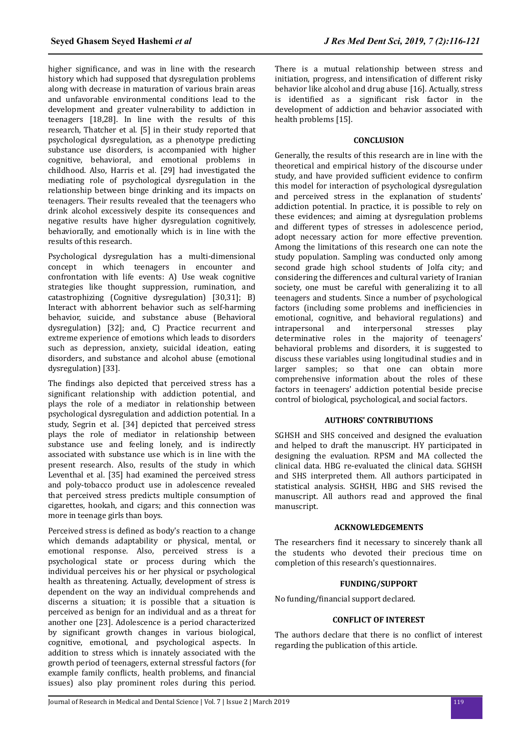higher significance, and was in line with the research history which had supposed that dysregulation problems along with decrease in maturation of various brain areas and unfavorable environmental conditions lead to the development and greater vulnerability to addiction in teenagers [18,28]. In line with the results of this research, Thatcher et al. [5] in their study reported that psychological dysregulation, as a phenotype predicting substance use disorders, is accompanied with higher cognitive, behavioral, and emotional problems in childhood. Also, Harris et al. [29] had investigated the mediating role of psychological dysregulation in the relationship between binge drinking and its impacts on teenagers. Their results revealed that the teenagers who drink alcohol excessively despite its consequences and negative results have higher dysregulation cognitively, behaviorally, and emotionally which is in line with the results of this research.

Psychological dysregulation has a multi-dimensional concept in which teenagers in encounter and confrontation with life events: A) Use weak cognitive strategies like thought suppression, rumination, and catastrophizing (Cognitive dysregulation) [30,31]; B) Interact with abhorrent behavior such as self-harming behavior, suicide, and substance abuse (Behavioral dysregulation) [32]; and, C) Practice recurrent and extreme experience of emotions which leads to disorders such as depression, anxiety, suicidal ideation, eating disorders, and substance and alcohol abuse (emotional dysregulation) [33].

The findings also depicted that perceived stress has a significant relationship with addiction potential, and plays the role of a mediator in relationship between psychological dysregulation and addiction potential. In a study, Segrin et al. [34] depicted that perceived stress plays the role of mediator in relationship between substance use and feeling lonely, and is indirectly associated with substance use which is in line with the present research. Also, results of the study in which Leventhal et al. [35] had examined the perceived stress and poly-tobacco product use in adolescence revealed that perceived stress predicts multiple consumption of cigarettes, hookah, and cigars; and this connection was more in teenage girls than boys.

Perceived stress is defined as body's reaction to a change which demands adaptability or physical, mental, or emotional response. Also, perceived stress is a psychological state or process during which the individual perceives his or her physical or psychological health as threatening. Actually, development of stress is dependent on the way an individual comprehends and discerns a situation; it is possible that a situation is perceived as benign for an individual and as a threat for another one [23]. Adolescence is a period characterized by significant growth changes in various biological, cognitive, emotional, and psychological aspects. In addition to stress which is innately associated with the growth period of teenagers, external stressful factors (for example family conflicts, health problems, and financial issues) also play prominent roles during this period. There is a mutual relationship between stress and initiation, progress, and intensification of different risky behavior like alcohol and drug abuse [16]. Actually, stress is identified as a significant risk factor in the development of addiction and behavior associated with health problems [15].

## CONCLUSION

Generally, the results of this research are in line with the theoretical and empirical history of the discourse under study, and have provided sufficient evidence to confirm this model for interaction of psychological dysregulation and perceived stress in the explanation of students' addiction potential. In practice, it is possible to rely on these evidences; and aiming at dysregulation problems and different types of stresses in adolescence period, adopt necessary action for more effective prevention. Among the limitations of this research one can note the study population. Sampling was conducted only among second grade high school students of Jolfa city; and considering the differences and cultural variety of Iranian society, one must be careful with generalizing it to all teenagers and students. Since a number of psychological factors (including some problems and inefficiencies in emotional, cognitive, and behavioral regulations) and intrapersonal and interpersonal stresses play determinative roles in the majority of teenagers' behavioral problems and disorders, it is suggested to discuss these variables using longitudinal studies and in larger samples; so that one can obtain more comprehensive information about the roles of these factors in teenagers' addiction potential beside precise control of biological, psychological, and social factors.

## AUTHORS' CONTRIBUTIONS

SGHSH and SHS conceived and designed the evaluation and helped to draft the manuscript. HY participated in designing the evaluation. RPSM and MA collected the clinical data. HBG re-evaluated the clinical data. SGHSH and SHS interpreted them. All authors participated in statistical analysis. SGHSH, HBG and SHS revised the manuscript. All authors read and approved the final manuscript.

## ACKNOWLEDGEMENTS

The researchers find it necessary to sincerely thank all the students who devoted their precious time on completion of this research's questionnaires.

## FUNDING/SUPPORT

No funding/financial support declared.

## CONFLICT OF INTEREST

The authors declare that there is no conflict of interest regarding the publication of this article.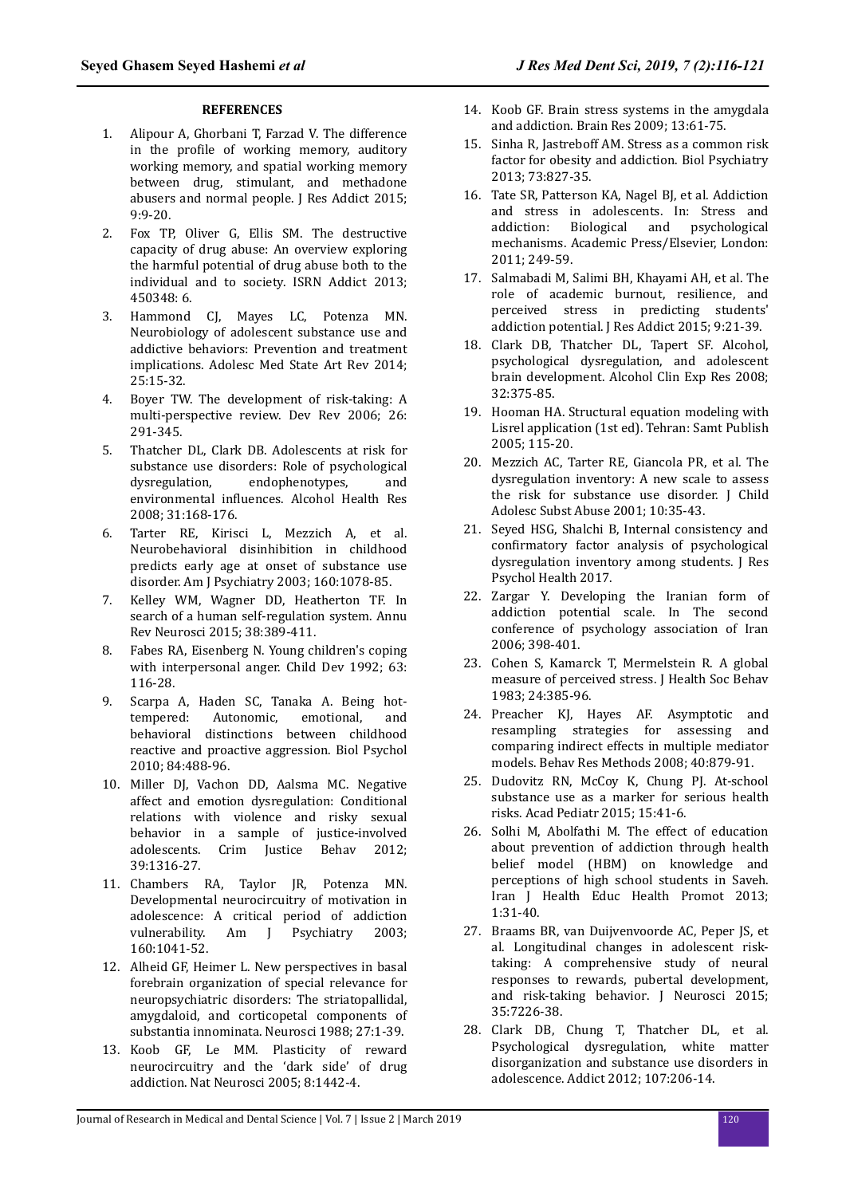## REFERENCES

1. Alipour A, Ghorbani T, Farzad V. The difference in the profile of working memory, auditory working memory, and spatial working memory between drug, stimulant, and methadone abusers and normal people. J Res Addict 2015; 9:9-20.
2. Fox TP, Oliver G, Ellis SM. The destructive capacity of drug abuse: An overview exploring the harmful potential of drug abuse both to the individual and to society. ISRN Addict 2013; 450348: 6.
3. Hammond CJ, Mayes LC, Potenza MN. Neurobiology of adolescent substance use and addictive behaviors: Prevention and treatment implications. Adolesc Med State Art Rev 2014; 25:15-32.
4. Boyer TW. The development of risk-taking: A multi-perspective review. Dev Rev 2006; 26: 291-345.
5. Thatcher DL, Clark DB. Adolescents at risk for substance use disorders: Role of psychological dysregulation, endophenotypes, and environmental influences. Alcohol Health Res 2008; 31:168-176.
6. Tarter RE, Kirisci L, Mezzich A, et al. Neurobehavioral disinhibition in childhood predicts early age at onset of substance use disorder. Am J Psychiatry 2003; 160:1078-85.
7. Kelley WM, Wagner DD, Heatherton TF. In search of a human self-regulation system. Annu Rev Neurosci 2015; 38:389-411.
8. Fabes RA, Eisenberg N. Young children's coping with interpersonal anger. Child Dev 1992; 63: 116-28.
9. Scarpa A, Haden SC, Tanaka A. Being hot-tempered: Autonomic, emotional, and behavioral distinctions between childhood reactive and proactive aggression. Biol Psychol 2010; 84:488-96.
10. Miller DJ, Vachon DD, Aalsma MC. Negative affect and emotion dysregulation: Conditional relations with violence and risky sexual behavior in a sample of justice-involved adolescents. Crim Justice Behav 2012; 39:1316-27.
11. Chambers RA, Taylor JR, Potenza MN. Developmental neurocircuitry of motivation in adolescence: A critical period of addiction vulnerability. Am J Psychiatry 2003; 160:1041-52.
12. Alheid GF, Heimer L. New perspectives in basal forebrain organization of special relevance for neuropsychiatric disorders: The striatopallidal, amygdaloid, and corticopetal components of substantia innominata. Neurosci 1988; 27:1-39.
13. Koob GF, Le MM. Plasticity of reward neurocircuitry and the 'dark side' of drug addiction. Nat Neurosci 2005; 8:1442-4.
14. Koob GF. Brain stress systems in the amygdala and addiction. Brain Res 2009; 13:61-75.
15. Sinha R, Jastreboff AM. Stress as a common risk factor for obesity and addiction. Biol Psychiatry 2013; 73:827-35.
16. Tate SR, Patterson KA, Nagel BJ, et al. Addiction and stress in adolescents. In: Stress and addiction: Biological and psychological mechanisms. Academic Press/Elsevier, London: 2011; 249-59.
17. Salmabadi M, Salimi BH, Khayami AH, et al. The role of academic burnout, resilience, and perceived stress in predicting students' addiction potential. J Res Addict 2015; 9:21-39.
18. Clark DB, Thatcher DL, Tapert SF. Alcohol, psychological dysregulation, and adolescent brain development. Alcohol Clin Exp Res 2008; 32:375-85.
19. Hooman HA. Structural equation modeling with Lisrel application (1st ed). Tehran: Samt Publish 2005; 115-20.
20. Mezzich AC, Tarter RE, Giancola PR, et al. The dysregulation inventory: A new scale to assess the risk for substance use disorder. J Child Adolesc Subst Abuse 2001; 10:35-43.
21. Seyed HSG, Shalchi B, Internal consistency and confirmatory factor analysis of psychological dysregulation inventory among students. J Res Psychol Health 2017.
22. Zargar Y. Developing the Iranian form of addiction potential scale. In The second conference of psychology association of Iran 2006; 398-401.
23. Cohen S, Kamarck T, Mermelstein R. A global measure of perceived stress. J Health Soc Behav 1983; 24:385-96.
24. Preacher KJ, Hayes AF. Asymptotic and resampling strategies for assessing and comparing indirect effects in multiple mediator models. Behav Res Methods 2008; 40:879-91.
25. Dudovitz RN, McCoy K, Chung PJ. At-school substance use as a marker for serious health risks. Acad Pediatr 2015; 15:41-6.
26. Solhi M, Abolfathi M. The effect of education about prevention of addiction through health belief model (HBM) on knowledge and perceptions of high school students in Saveh. Iran J Health Educ Health Promot 2013; 1:31-40.
27. Braams BR, van Duijvenvoorde AC, Peper JS, et al. Longitudinal changes in adolescent risk-taking: A comprehensive study of neural responses to rewards, pubertal development, and risk-taking behavior. J Neurosci 2015; 35:7226-38.
28. Clark DB, Chung T, Thatcher DL, et al. Psychological dysregulation, white matter disorganization and substance use disorders in adolescence. Addict 2012; 107:206-14.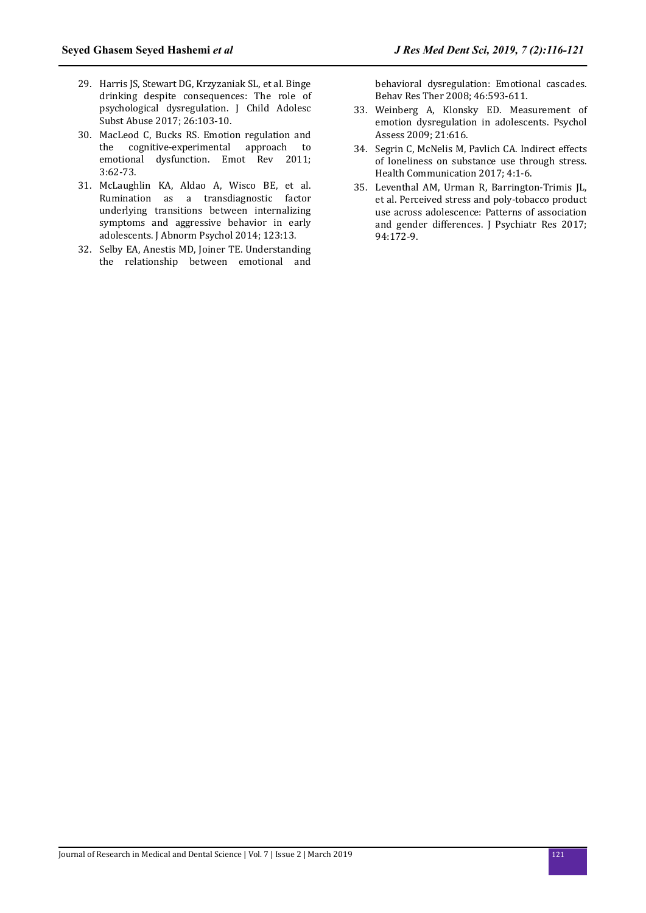29. Harris JS, Stewart DG, Krzyzaniak SL, et al. Binge drinking despite consequences: The role of psychological dysregulation. J Child Adolesc Subst Abuse 2017; 26:103-10.
30. MacLeod C, Bucks RS. Emotion regulation and the cognitive-experimental approach to emotional dysfunction. Emot Rev 2011; 3:62-73.
31. McLaughlin KA, Aldao A, Wisco BE, et al. Rumination as a transdiagnostic factor underlying transitions between internalizing symptoms and aggressive behavior in early adolescents. J Abnorm Psychol 2014; 123:13.
32. Selby EA, Anestis MD, Joiner TE. Understanding the relationship between emotional and behavioral dysregulation: Emotional cascades. Behav Res Ther 2008; 46:593-611.
33. Weinberg A, Klonsky ED. Measurement of emotion dysregulation in adolescents. Psychol Assess 2009; 21:616.
34. Segrin C, McNelis M, Pavlich CA. Indirect effects of loneliness on substance use through stress. Health Communication 2017; 4:1-6.
35. Leventhal AM, Urman R, Barrington-Trimis JL, et al. Perceived stress and poly-tobacco product use across adolescence: Patterns of association and gender differences. J Psychiatr Res 2017; 94:172-9.